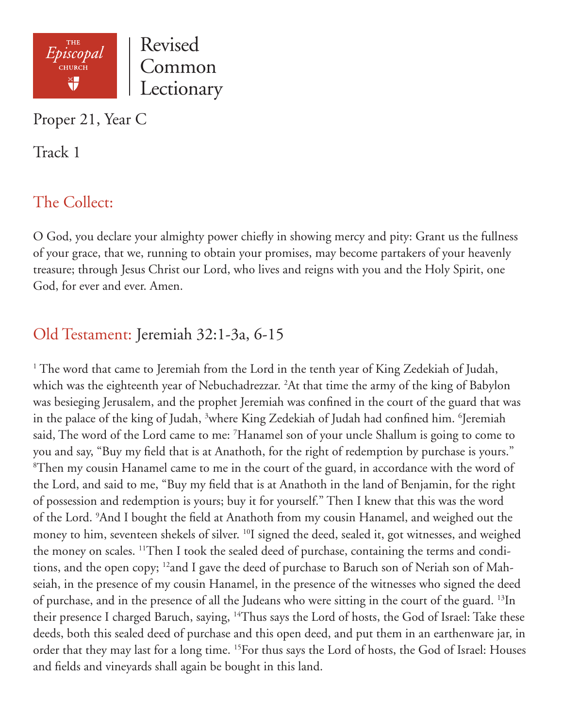Revised Common Lectionary

# Proper 21, Year C

## Track 1

## The Collect:

O God, you declare your almighty power chiefly in showing mercy and pity: Grant us the fullness of your grace, that we, running to obtain your promises, may become partakers of your heavenly treasure; through Jesus Christ our Lord, who lives and reigns with you and the Holy Spirit, one God, for ever and ever. Amen.

## Old Testament: Jeremiah 32:1-3a, 6-15

[1] The word that came to Jeremiah from the Lord in the tenth year of King Zedekiah of Judah, which was the eighteenth year of Nebuchadrezzar. [2]At that time the army of the king of Babylon was besieging Jerusalem, and the prophet Jeremiah was confined in the court of the guard that was in the palace of the king of Judah, [3]where King Zedekiah of Judah had confined him. [6]Jeremiah said, The word of the Lord came to me: [7]Hanamel son of your uncle Shallum is going to come to you and say, "Buy my field that is at Anathoth, for the right of redemption by purchase is yours." [8]Then my cousin Hanamel came to me in the court of the guard, in accordance with the word of the Lord, and said to me, "Buy my field that is at Anathoth in the land of Benjamin, for the right of possession and redemption is yours; buy it for yourself." Then I knew that this was the word of the Lord. [9]And I bought the field at Anathoth from my cousin Hanamel, and weighed out the money to him, seventeen shekels of silver. [10]I signed the deed, sealed it, got witnesses, and weighed the money on scales. [11]Then I took the sealed deed of purchase, containing the terms and conditions, and the open copy; [12]and I gave the deed of purchase to Baruch son of Neriah son of Mahseiah, in the presence of my cousin Hanamel, in the presence of the witnesses who signed the deed of purchase, and in the presence of all the Judeans who were sitting in the court of the guard. [13]In their presence I charged Baruch, saying, [14]Thus says the Lord of hosts, the God of Israel: Take these deeds, both this sealed deed of purchase and this open deed, and put them in an earthenware jar, in order that they may last for a long time. [15]For thus says the Lord of hosts, the God of Israel: Houses and fields and vineyards shall again be bought in this land.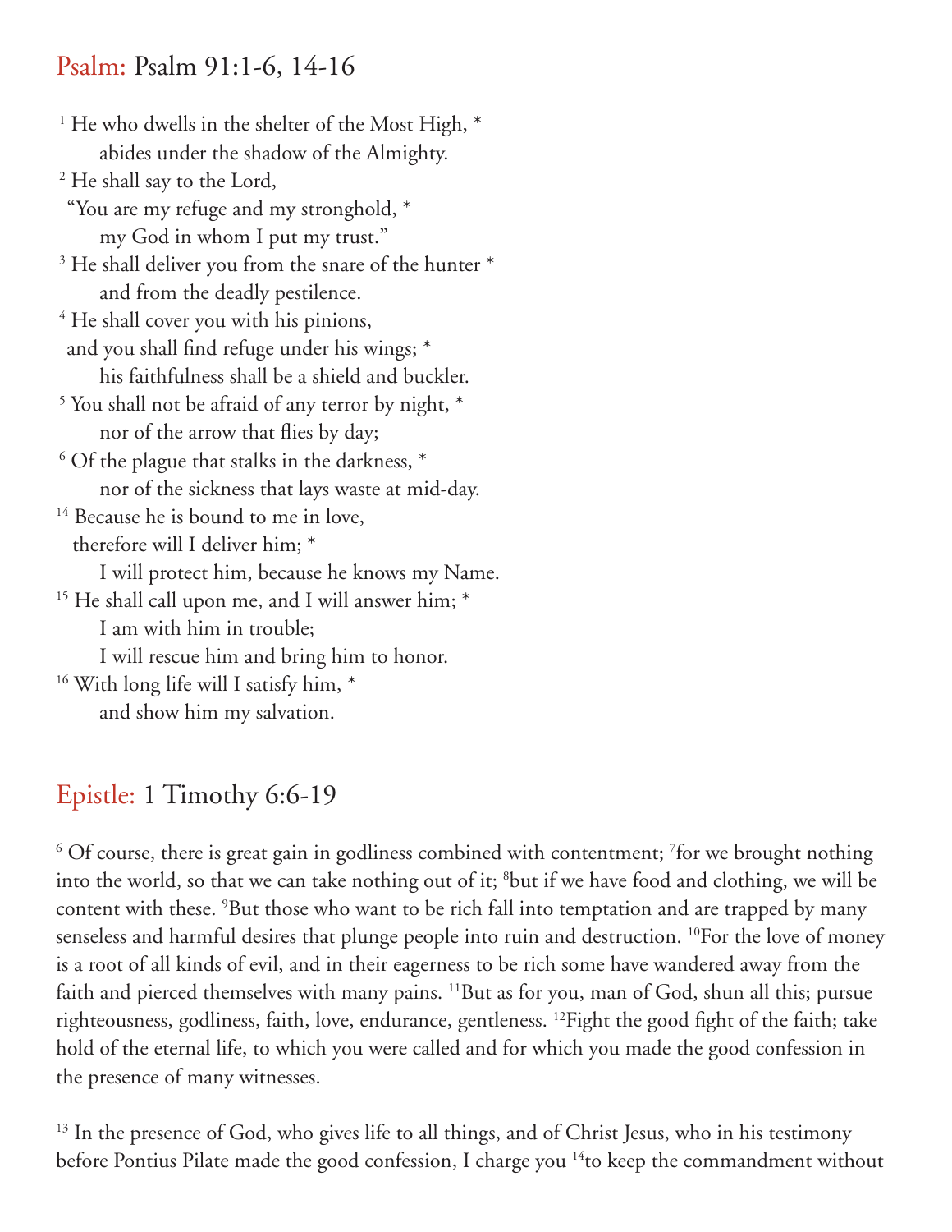## Psalm: Psalm 91:1-6, 14-16

[1] He who dwells in the shelter of the Most High, *
  abides under the shadow of the Almighty.
[2] He shall say to the Lord,
"You are my refuge and my stronghold, *
  my God in whom I put my trust."
[3] He shall deliver you from the snare of the hunter *
  and from the deadly pestilence.
[4] He shall cover you with his pinions,
and you shall find refuge under his wings; *
  his faithfulness shall be a shield and buckler.
[5] You shall not be afraid of any terror by night, *
  nor of the arrow that flies by day;
[6] Of the plague that stalks in the darkness, *
  nor of the sickness that lays waste at mid-day.
[14] Because he is bound to me in love,
therefore will I deliver him; *
  I will protect him, because he knows my Name.
[15] He shall call upon me, and I will answer him; *
  I am with him in trouble;
  I will rescue him and bring him to honor.
[16] With long life will I satisfy him, *
  and show him my salvation.

## Epistle: 1 Timothy 6:6-19

[6] Of course, there is great gain in godliness combined with contentment; [7]for we brought nothing into the world, so that we can take nothing out of it; [8]but if we have food and clothing, we will be content with these. [9]But those who want to be rich fall into temptation and are trapped by many senseless and harmful desires that plunge people into ruin and destruction. [10]For the love of money is a root of all kinds of evil, and in their eagerness to be rich some have wandered away from the faith and pierced themselves with many pains. [11]But as for you, man of God, shun all this; pursue righteousness, godliness, faith, love, endurance, gentleness. [12]Fight the good fight of the faith; take hold of the eternal life, to which you were called and for which you made the good confession in the presence of many witnesses.

[13] In the presence of God, who gives life to all things, and of Christ Jesus, who in his testimony before Pontius Pilate made the good confession, I charge you [14]to keep the commandment without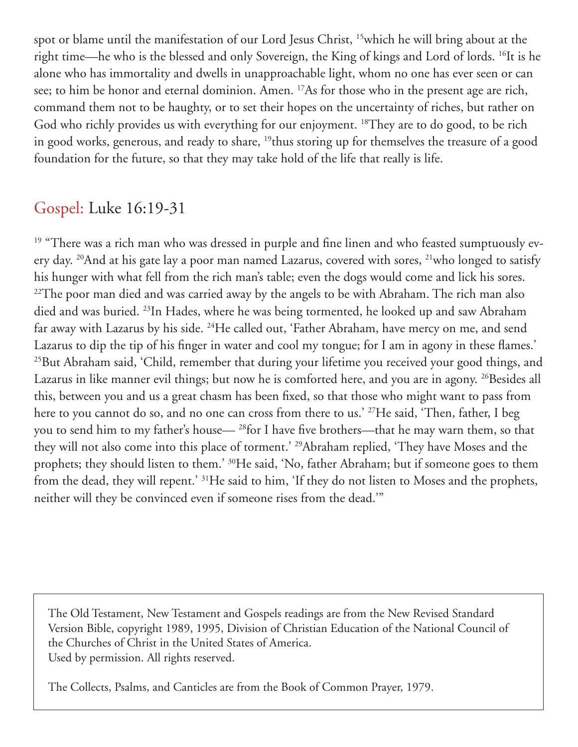spot or blame until the manifestation of our Lord Jesus Christ, [15]which he will bring about at the right time—he who is the blessed and only Sovereign, the King of kings and Lord of lords. [16]It is he alone who has immortality and dwells in unapproachable light, whom no one has ever seen or can see; to him be honor and eternal dominion. Amen. [17]As for those who in the present age are rich, command them not to be haughty, or to set their hopes on the uncertainty of riches, but rather on God who richly provides us with everything for our enjoyment. [18]They are to do good, to be rich in good works, generous, and ready to share, [19]thus storing up for themselves the treasure of a good foundation for the future, so that they may take hold of the life that really is life.

## Gospel: Luke 16:19-31

[19] "There was a rich man who was dressed in purple and fine linen and who feasted sumptuously every day. [20]And at his gate lay a poor man named Lazarus, covered with sores, [21]who longed to satisfy his hunger with what fell from the rich man's table; even the dogs would come and lick his sores. [22]The poor man died and was carried away by the angels to be with Abraham. The rich man also died and was buried. [23]In Hades, where he was being tormented, he looked up and saw Abraham far away with Lazarus by his side. [24]He called out, 'Father Abraham, have mercy on me, and send Lazarus to dip the tip of his finger in water and cool my tongue; for I am in agony in these flames.' [25]But Abraham said, 'Child, remember that during your lifetime you received your good things, and Lazarus in like manner evil things; but now he is comforted here, and you are in agony. [26]Besides all this, between you and us a great chasm has been fixed, so that those who might want to pass from here to you cannot do so, and no one can cross from there to us.' [27]He said, 'Then, father, I beg you to send him to my father's house— [28]for I have five brothers—that he may warn them, so that they will not also come into this place of torment.' [29]Abraham replied, 'They have Moses and the prophets; they should listen to them.' [30]He said, 'No, father Abraham; but if someone goes to them from the dead, they will repent.' [31]He said to him, 'If they do not listen to Moses and the prophets, neither will they be convinced even if someone rises from the dead.'"

The Old Testament, New Testament and Gospels readings are from the New Revised Standard Version Bible, copyright 1989, 1995, Division of Christian Education of the National Council of the Churches of Christ in the United States of America.
Used by permission. All rights reserved.

The Collects, Psalms, and Canticles are from the Book of Common Prayer, 1979.